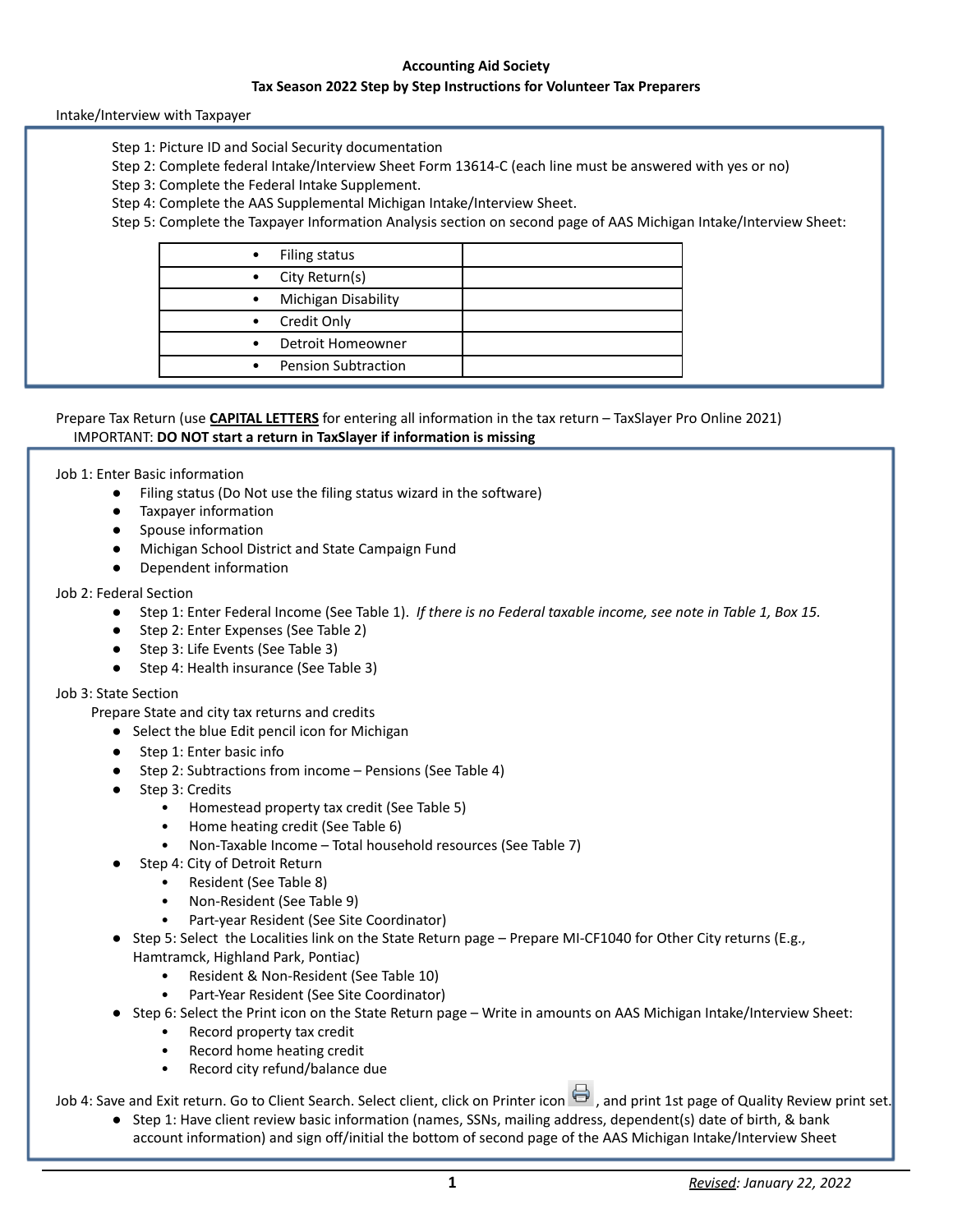**Accounting Aid Society**

**Tax Season 2022 Step by Step Instructions for Volunteer Tax Preparers**

Intake/Interview with Taxpayer

Step 1: Picture ID and Social Security documentation
Step 2: Complete federal Intake/Interview Sheet Form 13614-C (each line must be answered with yes or no)
Step 3: Complete the Federal Intake Supplement.
Step 4: Complete the AAS Supplemental Michigan Intake/Interview Sheet.
Step 5: Complete the Taxpayer Information Analysis section on second page of AAS Michigan Intake/Interview Sheet:

| | |
|---|---|
| • Filing status | |
| • City Return(s) | |
| • Michigan Disability | |
| • Credit Only | |
| • Detroit Homeowner | |
| • Pension Subtraction | |

Prepare Tax Return (use **CAPITAL LETTERS** for entering all information in the tax return – TaxSlayer Pro Online 2021)
IMPORTANT: **DO NOT start a return in TaxSlayer if information is missing**

Job 1: Enter Basic information

- Filing status (Do Not use the filing status wizard in the software)
- Taxpayer information
- Spouse information
- Michigan School District and State Campaign Fund
- Dependent information

Job 2: Federal Section

- Step 1: Enter Federal Income (See Table 1). *If there is no Federal taxable income, see note in Table 1, Box 15.*
- Step 2: Enter Expenses (See Table 2)
- Step 3: Life Events (See Table 3)
- Step 4: Health insurance (See Table 3)

Job 3: State Section

Prepare State and city tax returns and credits

- Select the blue Edit pencil icon for Michigan
- Step 1: Enter basic info
- Step 2: Subtractions from income – Pensions (See Table 4)
- Step 3: Credits
  - Homestead property tax credit (See Table 5)
  - Home heating credit (See Table 6)
  - Non-Taxable Income – Total household resources (See Table 7)
- Step 4: City of Detroit Return
  - Resident (See Table 8)
  - Non-Resident (See Table 9)
  - Part-year Resident (See Site Coordinator)
- Step 5: Select the Localities link on the State Return page – Prepare MI-CF1040 for Other City returns (E.g., Hamtramck, Highland Park, Pontiac)
  - Resident & Non-Resident (See Table 10)
  - Part-Year Resident (See Site Coordinator)
- Step 6: Select the Print icon on the State Return page – Write in amounts on AAS Michigan Intake/Interview Sheet:
  - Record property tax credit
  - Record home heating credit
  - Record city refund/balance due

Job 4: Save and Exit return. Go to Client Search. Select client, click on Printer icon, and print 1st page of Quality Review print set.

- Step 1: Have client review basic information (names, SSNs, mailing address, dependent(s) date of birth, & bank account information) and sign off/initial the bottom of second page of the AAS Michigan Intake/Interview Sheet

*Revised: January 22, 2022*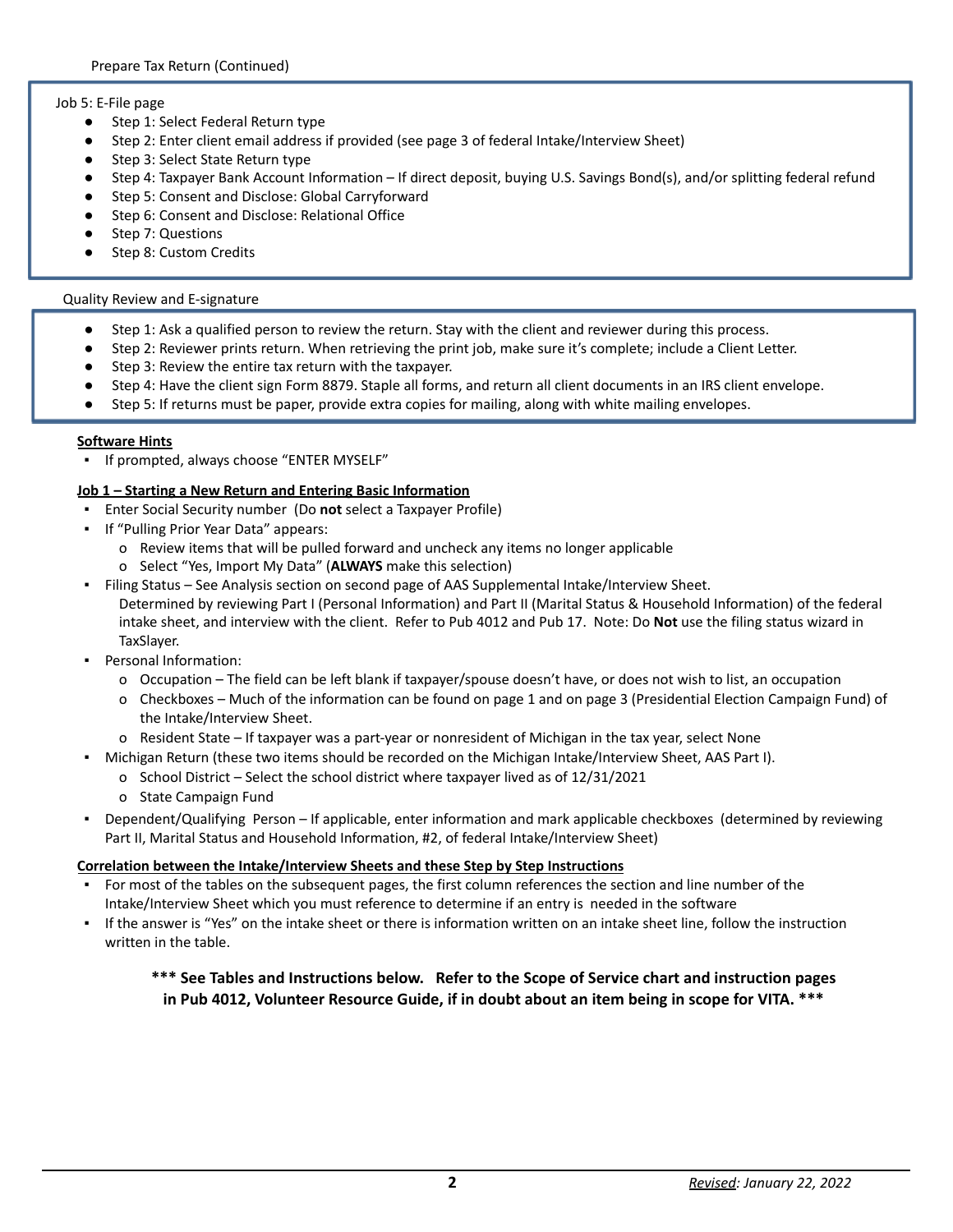Prepare Tax Return (Continued)

Job 5: E-File page

- Step 1: Select Federal Return type
- Step 2: Enter client email address if provided (see page 3 of federal Intake/Interview Sheet)
- Step 3: Select State Return type
- Step 4: Taxpayer Bank Account Information – If direct deposit, buying U.S. Savings Bond(s), and/or splitting federal refund
- Step 5: Consent and Disclose: Global Carryforward
- Step 6: Consent and Disclose: Relational Office
- Step 7: Questions
- Step 8: Custom Credits

Quality Review and E-signature

- Step 1: Ask a qualified person to review the return. Stay with the client and reviewer during this process.
- Step 2: Reviewer prints return. When retrieving the print job, make sure it's complete; include a Client Letter.
- Step 3: Review the entire tax return with the taxpayer.
- Step 4: Have the client sign Form 8879. Staple all forms, and return all client documents in an IRS client envelope.
- Step 5: If returns must be paper, provide extra copies for mailing, along with white mailing envelopes.

**Software Hints**

- If prompted, always choose "ENTER MYSELF"

**Job 1 – Starting a New Return and Entering Basic Information**

- Enter Social Security number (Do **not** select a Taxpayer Profile)
- If "Pulling Prior Year Data" appears:
  - Review items that will be pulled forward and uncheck any items no longer applicable
  - Select "Yes, Import My Data" (**ALWAYS** make this selection)
- Filing Status – See Analysis section on second page of AAS Supplemental Intake/Interview Sheet. Determined by reviewing Part I (Personal Information) and Part II (Marital Status & Household Information) of the federal intake sheet, and interview with the client. Refer to Pub 4012 and Pub 17. Note: Do **Not** use the filing status wizard in TaxSlayer.
- Personal Information:
  - Occupation – The field can be left blank if taxpayer/spouse doesn't have, or does not wish to list, an occupation
  - Checkboxes – Much of the information can be found on page 1 and on page 3 (Presidential Election Campaign Fund) of the Intake/Interview Sheet.
  - Resident State – If taxpayer was a part-year or nonresident of Michigan in the tax year, select None
- Michigan Return (these two items should be recorded on the Michigan Intake/Interview Sheet, AAS Part I).
  - School District – Select the school district where taxpayer lived as of 12/31/2021
  - State Campaign Fund
- Dependent/Qualifying Person – If applicable, enter information and mark applicable checkboxes (determined by reviewing Part II, Marital Status and Household Information, #2, of federal Intake/Interview Sheet)

**Correlation between the Intake/Interview Sheets and these Step by Step Instructions**

- For most of the tables on the subsequent pages, the first column references the section and line number of the Intake/Interview Sheet which you must reference to determine if an entry is needed in the software
- If the answer is "Yes" on the intake sheet or there is information written on an intake sheet line, follow the instruction written in the table.

**\*\*\* See Tables and Instructions below. Refer to the Scope of Service chart and instruction pages in Pub 4012, Volunteer Resource Guide, if in doubt about an item being in scope for VITA. \*\*\***

*Revised: January 22, 2022*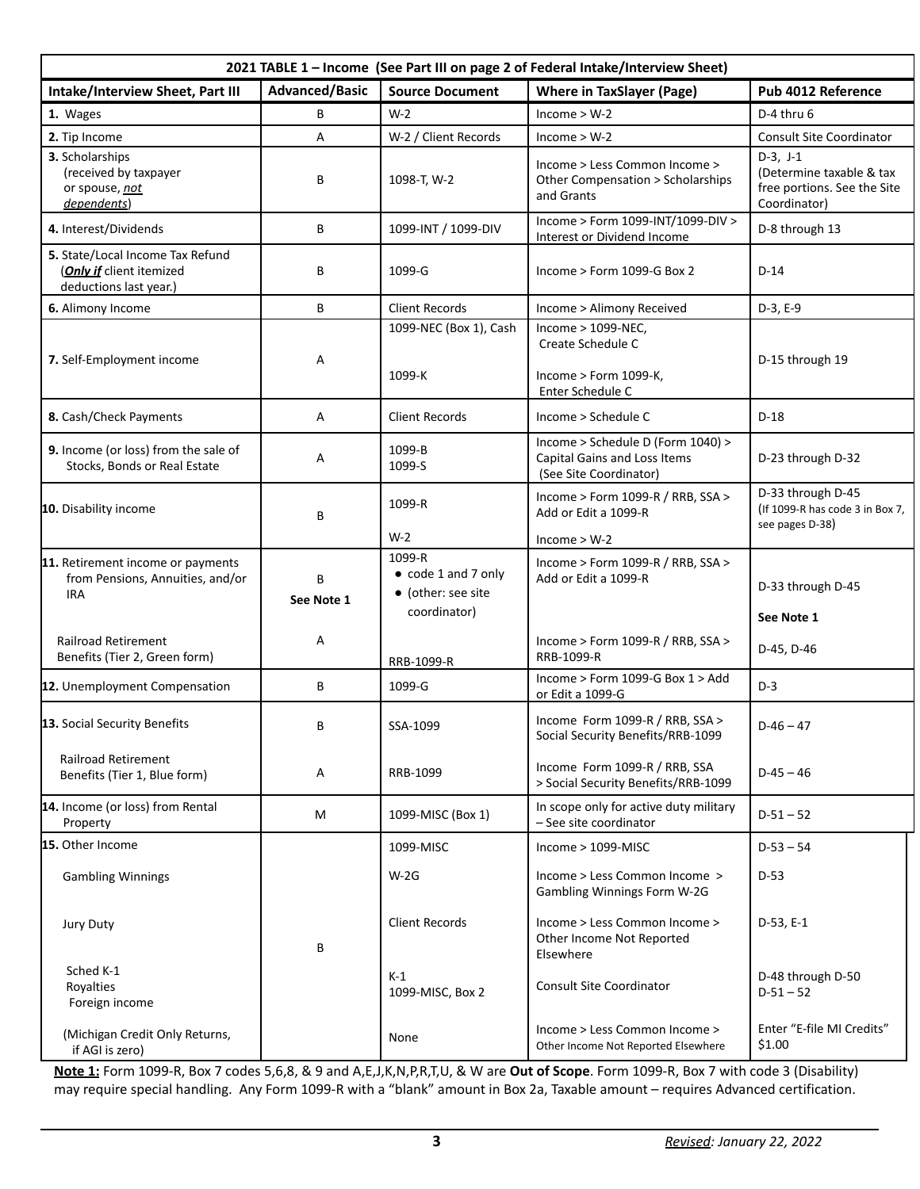| 2021 TABLE 1 – Income (See Part III on page 2 of Federal Intake/Interview Sheet) | | | | |
|---|---|---|---|---|
| **Intake/Interview Sheet, Part III** | **Advanced/Basic** | **Source Document** | **Where in TaxSlayer (Page)** | **Pub 4012 Reference** |
| **1.** Wages | B | W-2 | Income > W-2 | D-4 thru 6 |
| **2.** Tip Income | A | W-2 / Client Records | Income > W-2 | Consult Site Coordinator |
| **3.** Scholarships (received by taxpayer or spouse, _not dependents_) | B | 1098-T, W-2 | Income > Less Common Income > Other Compensation > Scholarships and Grants | D-3, J-1 (Determine taxable & tax free portions. See the Site Coordinator) |
| **4.** Interest/Dividends | B | 1099-INT / 1099-DIV | Income > Form 1099-INT/1099-DIV > Interest or Dividend Income | D-8 through 13 |
| **5.** State/Local Income Tax Refund (**_Only if_** client itemized deductions last year.) | B | 1099-G | Income > Form 1099-G Box 2 | D-14 |
| **6.** Alimony Income | B | Client Records | Income > Alimony Received | D-3, E-9 |
| **7.** Self-Employment income | A | 1099-NEC (Box 1), Cash<br>1099-K | Income > 1099-NEC, Create Schedule C<br>Income > Form 1099-K, Enter Schedule C | D-15 through 19 |
| **8.** Cash/Check Payments | A | Client Records | Income > Schedule C | D-18 |
| **9.** Income (or loss) from the sale of Stocks, Bonds or Real Estate | A | 1099-B<br>1099-S | Income > Schedule D (Form 1040) > Capital Gains and Loss Items (See Site Coordinator) | D-23 through D-32 |
| **10.** Disability income | B | 1099-R<br>W-2 | Income > Form 1099-R / RRB, SSA > Add or Edit a 1099-R<br>Income > W-2 | D-33 through D-45 (If 1099-R has code 3 in Box 7, see pages D-38) |
| **11.** Retirement income or payments from Pensions, Annuities, and/or IRA | B<br>**See Note 1** | 1099-R<br>● code 1 and 7 only<br>● (other: see site coordinator) | Income > Form 1099-R / RRB, SSA > Add or Edit a 1099-R | D-33 through D-45<br>**See Note 1** |
| Railroad Retirement Benefits (Tier 2, Green form) | A | RRB-1099-R | Income > Form 1099-R / RRB, SSA > RRB-1099-R | D-45, D-46 |
| **12.** Unemployment Compensation | B | 1099-G | Income > Form 1099-G Box 1 > Add or Edit a 1099-G | D-3 |
| **13.** Social Security Benefits | B | SSA-1099 | Income Form 1099-R / RRB, SSA > Social Security Benefits/RRB-1099 | D-46 – 47 |
| Railroad Retirement Benefits (Tier 1, Blue form) | A | RRB-1099 | Income Form 1099-R / RRB, SSA > Social Security Benefits/RRB-1099 | D-45 – 46 |
| **14.** Income (or loss) from Rental Property | M | 1099-MISC (Box 1) | In scope only for active duty military – See site coordinator | D-51 – 52 |
| **15.** Other Income | B | 1099-MISC | Income > 1099-MISC | D-53 – 54 |
| Gambling Winnings | | W-2G | Income > Less Common Income > Gambling Winnings Form W-2G | D-53 |
| Jury Duty | | Client Records | Income > Less Common Income > Other Income Not Reported Elsewhere | D-53, E-1 |
| Sched K-1<br>Royalties<br>Foreign income | | K-1<br>1099-MISC, Box 2 | Consult Site Coordinator | D-48 through D-50<br>D-51 – 52 |
| (Michigan Credit Only Returns, if AGI is zero) | | None | Income > Less Common Income > Other Income Not Reported Elsewhere | Enter "E-file MI Credits" $1.00 |

**Note 1:** Form 1099-R, Box 7 codes 5,6,8, & 9 and A,E,J,K,N,P,R,T,U, & W are **Out of Scope**. Form 1099-R, Box 7 with code 3 (Disability) may require special handling. Any Form 1099-R with a "blank" amount in Box 2a, Taxable amount – requires Advanced certification.

_Revised_: _January 22, 2022_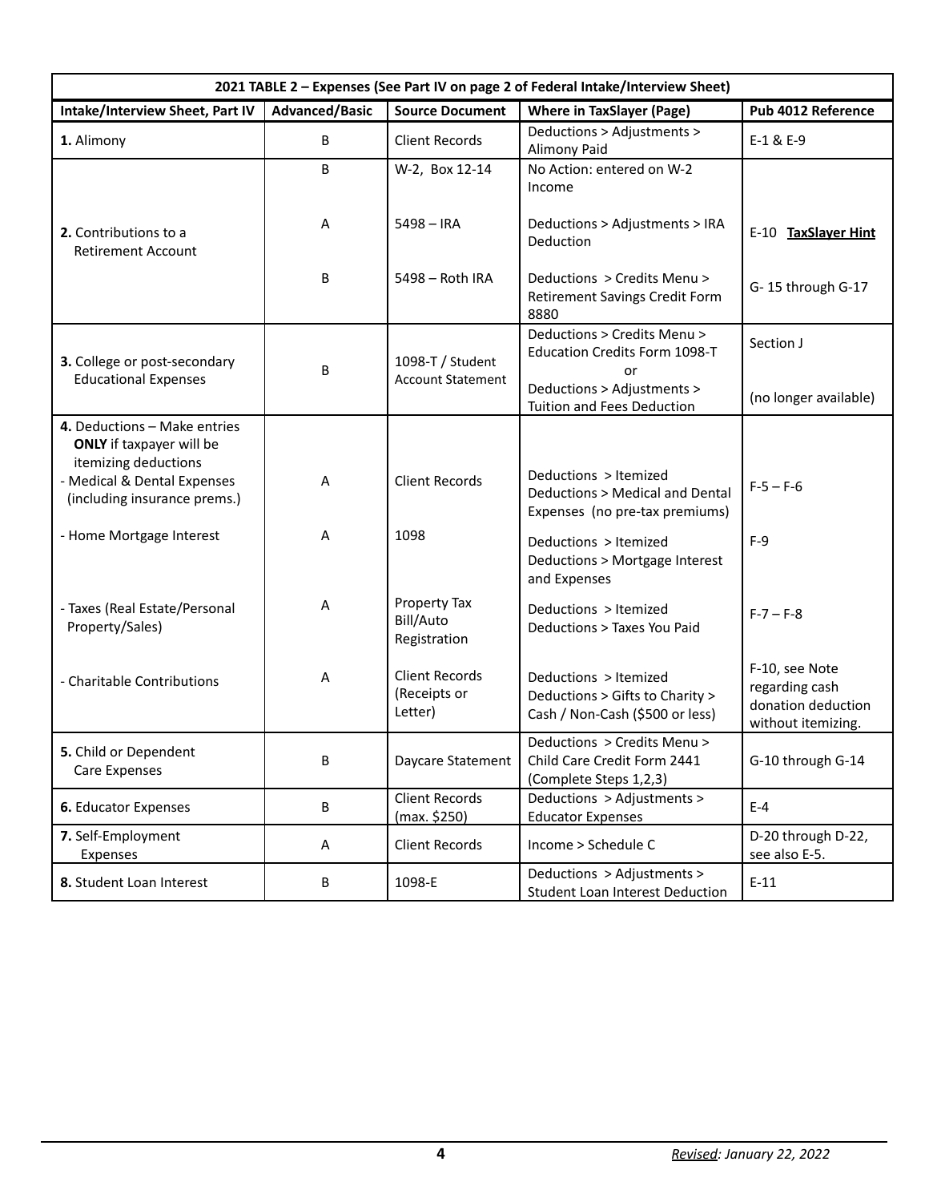| 2021 TABLE 2 – Expenses (See Part IV on page 2 of Federal Intake/Interview Sheet) | | | | |
|---|---|---|---|---|
| **Intake/Interview Sheet, Part IV** | **Advanced/Basic** | **Source Document** | **Where in TaxSlayer (Page)** | **Pub 4012 Reference** |
| **1.** Alimony | B | Client Records | Deductions > Adjustments > Alimony Paid | E-1 & E-9 |
| **2.** Contributions to a Retirement Account | B | W-2, Box 12-14 | No Action: entered on W-2 Income | |
| | A | 5498 – IRA | Deductions > Adjustments > IRA Deduction | E-10 **TaxSlayer Hint** |
| | B | 5498 – Roth IRA | Deductions > Credits Menu > Retirement Savings Credit Form 8880 | G- 15 through G-17 |
| **3.** College or post-secondary Educational Expenses | B | 1098-T / Student Account Statement | Deductions > Credits Menu > Education Credits Form 1098-T<br>or<br>Deductions > Adjustments > Tuition and Fees Deduction | Section J<br><br>(no longer available) |
| **4.** Deductions – Make entries **ONLY** if taxpayer will be itemizing deductions<br>- Medical & Dental Expenses (including insurance prems.) | A | Client Records | Deductions > Itemized Deductions > Medical and Dental Expenses (no pre-tax premiums) | F-5 – F-6 |
| - Home Mortgage Interest | A | 1098 | Deductions > Itemized Deductions > Mortgage Interest and Expenses | F-9 |
| - Taxes (Real Estate/Personal Property/Sales) | A | Property Tax Bill/Auto Registration | Deductions > Itemized Deductions > Taxes You Paid | F-7 – F-8 |
| - Charitable Contributions | A | Client Records (Receipts or Letter) | Deductions > Itemized Deductions > Gifts to Charity > Cash / Non-Cash ($500 or less) | F-10, see Note regarding cash donation deduction without itemizing. |
| **5.** Child or Dependent Care Expenses | B | Daycare Statement | Deductions > Credits Menu > Child Care Credit Form 2441 (Complete Steps 1,2,3) | G-10 through G-14 |
| **6.** Educator Expenses | B | Client Records (max. $250) | Deductions > Adjustments > Educator Expenses | E-4 |
| **7.** Self-Employment Expenses | A | Client Records | Income > Schedule C | D-20 through D-22, see also E-5. |
| **8.** Student Loan Interest | B | 1098-E | Deductions > Adjustments > Student Loan Interest Deduction | E-11 |

*Revised: January 22, 2022*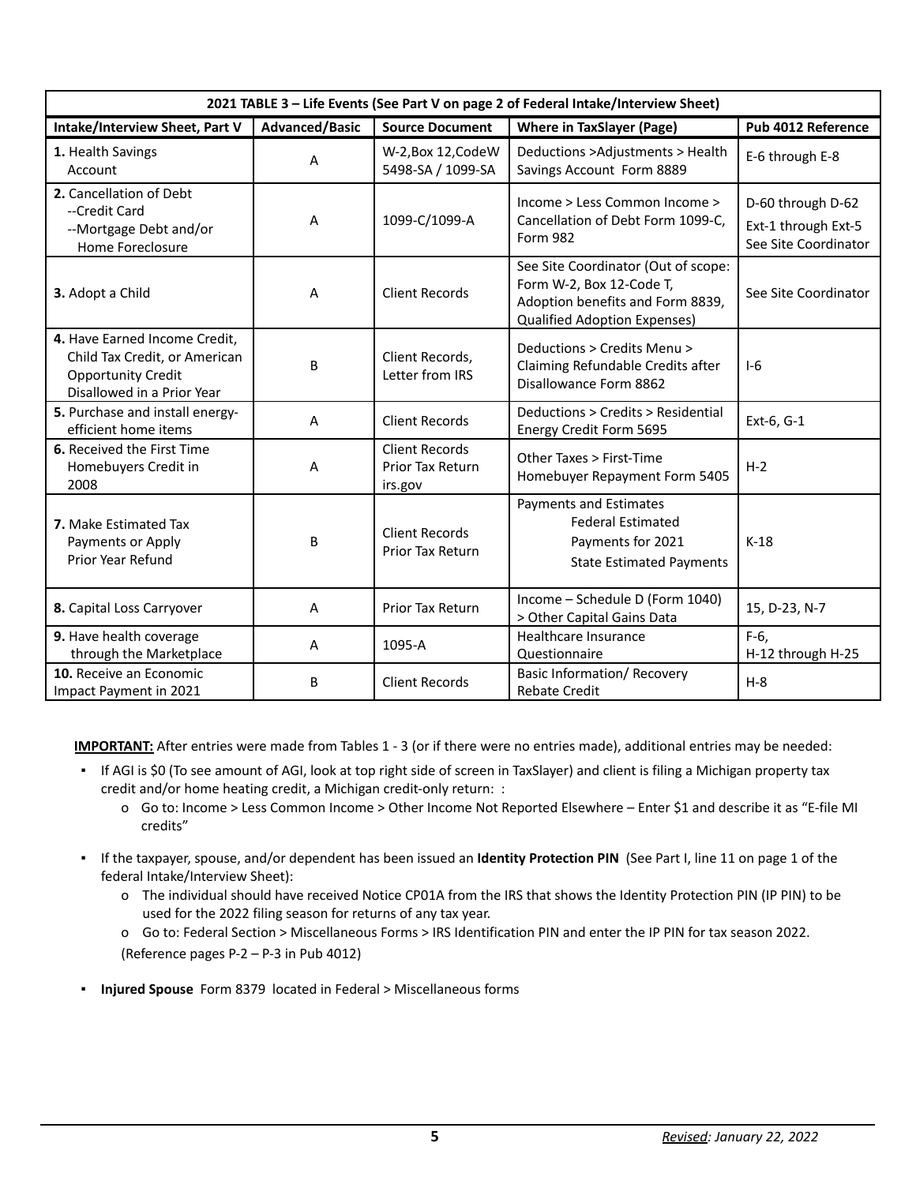| 2021 TABLE 3 – Life Events (See Part V on page 2 of Federal Intake/Interview Sheet) | | | | |
|---|---|---|---|---|
| **Intake/Interview Sheet, Part V** | **Advanced/Basic** | **Source Document** | **Where in TaxSlayer (Page)** | **Pub 4012 Reference** |
| **1.** Health Savings Account | A | W-2,Box 12,CodeW 5498-SA / 1099-SA | Deductions >Adjustments > Health Savings Account Form 8889 | E-6 through E-8 |
| **2.** Cancellation of Debt --Credit Card --Mortgage Debt and/or Home Foreclosure | A | 1099-C/1099-A | Income > Less Common Income > Cancellation of Debt Form 1099-C, Form 982 | D-60 through D-62 Ext-1 through Ext-5 See Site Coordinator |
| **3.** Adopt a Child | A | Client Records | See Site Coordinator (Out of scope: Form W-2, Box 12-Code T, Adoption benefits and Form 8839, Qualified Adoption Expenses) | See Site Coordinator |
| **4.** Have Earned Income Credit, Child Tax Credit, or American Opportunity Credit Disallowed in a Prior Year | B | Client Records, Letter from IRS | Deductions > Credits Menu > Claiming Refundable Credits after Disallowance Form 8862 | I-6 |
| **5.** Purchase and install energy-efficient home items | A | Client Records | Deductions > Credits > Residential Energy Credit Form 5695 | Ext-6, G-1 |
| **6.** Received the First Time Homebuyers Credit in 2008 | A | Client Records Prior Tax Return irs.gov | Other Taxes > First-Time Homebuyer Repayment Form 5405 | H-2 |
| **7.** Make Estimated Tax Payments or Apply Prior Year Refund | B | Client Records Prior Tax Return | Payments and Estimates Federal Estimated Payments for 2021 State Estimated Payments | K-18 |
| **8.** Capital Loss Carryover | A | Prior Tax Return | Income – Schedule D (Form 1040) > Other Capital Gains Data | 15, D-23, N-7 |
| **9.** Have health coverage through the Marketplace | A | 1095-A | Healthcare Insurance Questionnaire | F-6, H-12 through H-25 |
| **10.** Receive an Economic Impact Payment in 2021 | B | Client Records | Basic Information/ Recovery Rebate Credit | H-8 |

**IMPORTANT:** After entries were made from Tables 1 - 3 (or if there were no entries made), additional entries may be needed:

- If AGI is $0 (To see amount of AGI, look at top right side of screen in TaxSlayer) and client is filing a Michigan property tax credit and/or home heating credit, a Michigan credit-only return: :
  - Go to: Income > Less Common Income > Other Income Not Reported Elsewhere – Enter $1 and describe it as "E-file MI credits"
- If the taxpayer, spouse, and/or dependent has been issued an **Identity Protection PIN** (See Part I, line 11 on page 1 of the federal Intake/Interview Sheet):
  - The individual should have received Notice CP01A from the IRS that shows the Identity Protection PIN (IP PIN) to be used for the 2022 filing season for returns of any tax year.
  - Go to: Federal Section > Miscellaneous Forms > IRS Identification PIN and enter the IP PIN for tax season 2022.

  (Reference pages P-2 – P-3 in Pub 4012)
- **Injured Spouse** Form 8379 located in Federal > Miscellaneous forms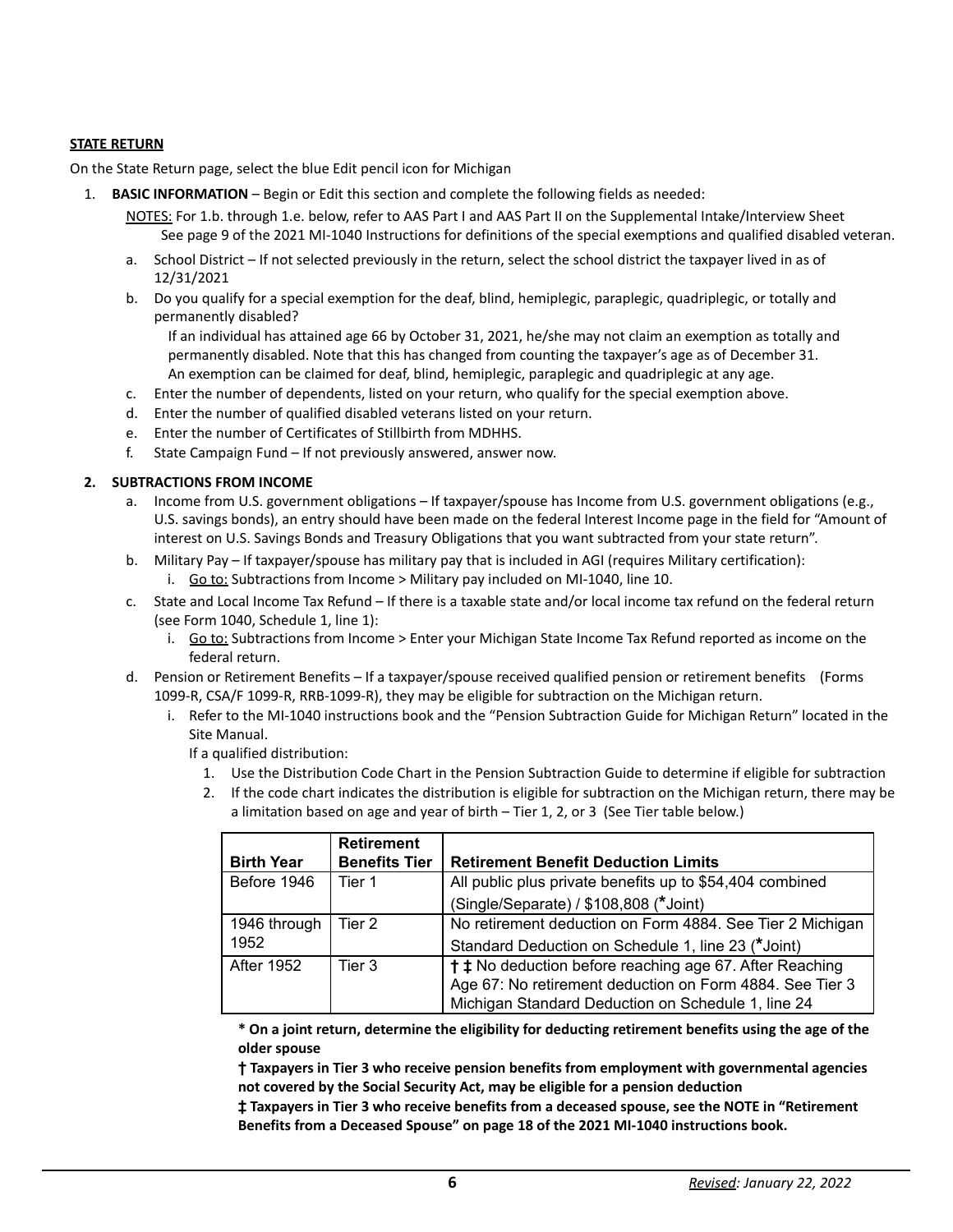**STATE RETURN**

On the State Return page, select the blue Edit pencil icon for Michigan

1. **BASIC INFORMATION** – Begin or Edit this section and complete the following fields as needed:

   NOTES: For 1.b. through 1.e. below, refer to AAS Part I and AAS Part II on the Supplemental Intake/Interview Sheet
   See page 9 of the 2021 MI-1040 Instructions for definitions of the special exemptions and qualified disabled veteran.

   a. School District – If not selected previously in the return, select the school district the taxpayer lived in as of 12/31/2021
   b. Do you qualify for a special exemption for the deaf, blind, hemiplegic, paraplegic, quadriplegic, or totally and permanently disabled?
      If an individual has attained age 66 by October 31, 2021, he/she may not claim an exemption as totally and permanently disabled. Note that this has changed from counting the taxpayer's age as of December 31.
      An exemption can be claimed for deaf, blind, hemiplegic, paraplegic and quadriplegic at any age.
   c. Enter the number of dependents, listed on your return, who qualify for the special exemption above.
   d. Enter the number of qualified disabled veterans listed on your return.
   e. Enter the number of Certificates of Stillbirth from MDHHS.
   f. State Campaign Fund – If not previously answered, answer now.

2. **SUBTRACTIONS FROM INCOME**

   a. Income from U.S. government obligations – If taxpayer/spouse has Income from U.S. government obligations (e.g., U.S. savings bonds), an entry should have been made on the federal Interest Income page in the field for "Amount of interest on U.S. Savings Bonds and Treasury Obligations that you want subtracted from your state return".
   b. Military Pay – If taxpayer/spouse has military pay that is included in AGI (requires Military certification):
      i. Go to: Subtractions from Income > Military pay included on MI-1040, line 10.
   c. State and Local Income Tax Refund – If there is a taxable state and/or local income tax refund on the federal return (see Form 1040, Schedule 1, line 1):
      i. Go to: Subtractions from Income > Enter your Michigan State Income Tax Refund reported as income on the federal return.
   d. Pension or Retirement Benefits – If a taxpayer/spouse received qualified pension or retirement benefits (Forms 1099-R, CSA/F 1099-R, RRB-1099-R), they may be eligible for subtraction on the Michigan return.
      i. Refer to the MI-1040 instructions book and the "Pension Subtraction Guide for Michigan Return" located in the Site Manual.
         If a qualified distribution:
         1. Use the Distribution Code Chart in the Pension Subtraction Guide to determine if eligible for subtraction
         2. If the code chart indicates the distribution is eligible for subtraction on the Michigan return, there may be a limitation based on age and year of birth – Tier 1, 2, or 3 (See Tier table below.)

| Birth Year | Retirement Benefits Tier | Retirement Benefit Deduction Limits |
|---|---|---|
| Before 1946 | Tier 1 | All public plus private benefits up to $54,404 combined (Single/Separate) / $108,808 (*Joint) |
| 1946 through 1952 | Tier 2 | No retirement deduction on Form 4884. See Tier 2 Michigan Standard Deduction on Schedule 1, line 23 (*Joint) |
| After 1952 | Tier 3 | † ‡ No deduction before reaching age 67. After Reaching Age 67: No retirement deduction on Form 4884. See Tier 3 Michigan Standard Deduction on Schedule 1, line 24 |

**\* On a joint return, determine the eligibility for deducting retirement benefits using the age of the older spouse**

**† Taxpayers in Tier 3 who receive pension benefits from employment with governmental agencies not covered by the Social Security Act, may be eligible for a pension deduction**

**‡ Taxpayers in Tier 3 who receive benefits from a deceased spouse, see the NOTE in "Retirement Benefits from a Deceased Spouse" on page 18 of the 2021 MI-1040 instructions book.**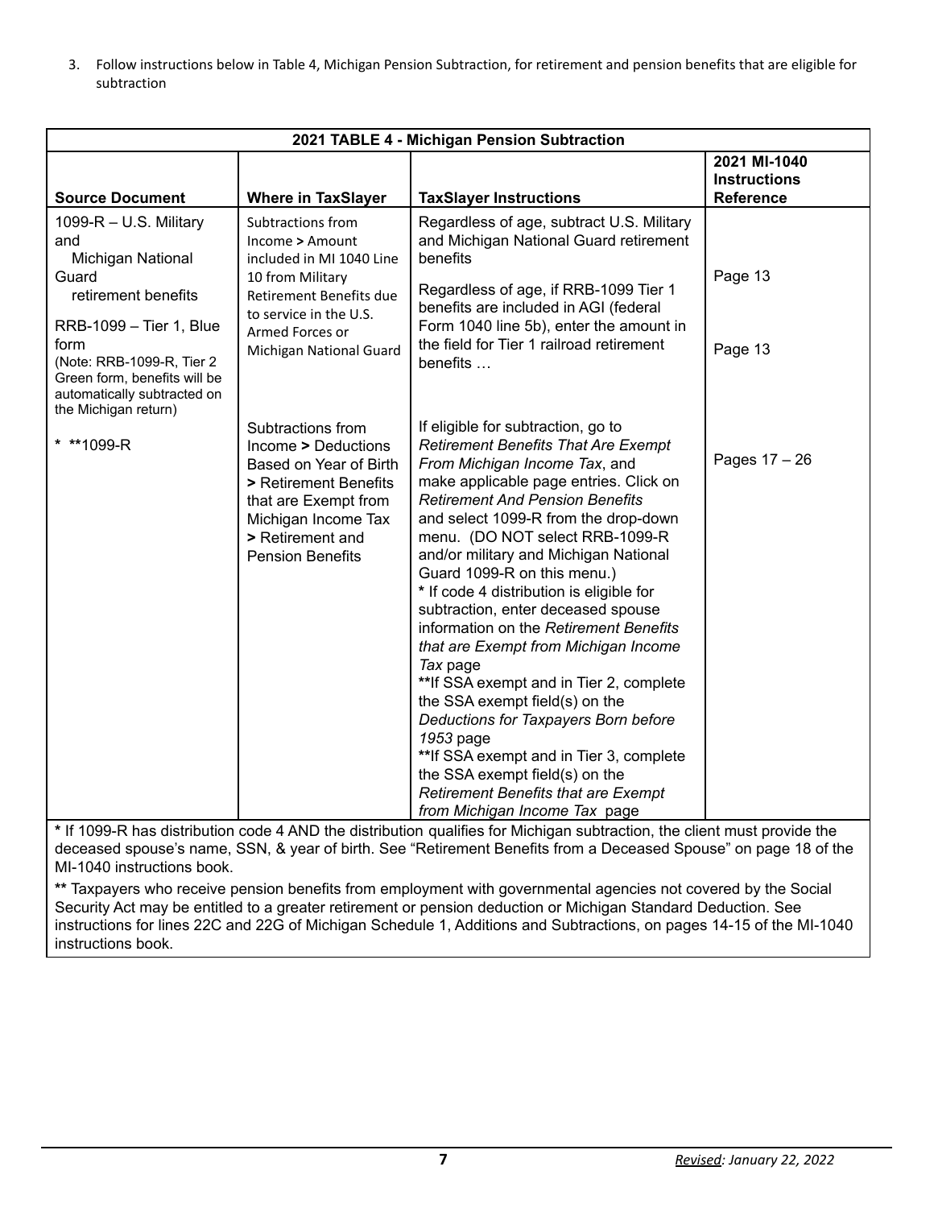3. Follow instructions below in Table 4, Michigan Pension Subtraction, for retirement and pension benefits that are eligible for subtraction

| 2021 TABLE 4 - Michigan Pension Subtraction | | | |
|---|---|---|---|
| **Source Document** | **Where in TaxSlayer** | **TaxSlayer Instructions** | **2021 MI-1040 Instructions Reference** |
| 1099-R – U.S. Military and Michigan National Guard retirement benefits<br><br>RRB-1099 – Tier 1, Blue form<br>(Note: RRB-1099-R, Tier 2 Green form, benefits will be automatically subtracted on the Michigan return) | Subtractions from Income **>** Amount included in MI 1040 Line 10 from Military Retirement Benefits due to service in the U.S. Armed Forces or Michigan National Guard | Regardless of age, subtract U.S. Military and Michigan National Guard retirement benefits<br><br>Regardless of age, if RRB-1099 Tier 1 benefits are included in AGI (federal Form 1040 line 5b), enter the amount in the field for Tier 1 railroad retirement benefits … | Page 13<br><br>Page 13 |
| * **1099-R | Subtractions from Income **>** Deductions Based on Year of Birth **>** Retirement Benefits that are Exempt from Michigan Income Tax **>** Retirement and Pension Benefits | If eligible for subtraction, go to *Retirement Benefits That Are Exempt From Michigan Income Tax*, and make applicable page entries. Click on *Retirement And Pension Benefits* and select 1099-R from the drop-down menu. (DO NOT select RRB-1099-R and/or military and Michigan National Guard 1099-R on this menu.)<br>**\*** If code 4 distribution is eligible for subtraction, enter deceased spouse information on the *Retirement Benefits that are Exempt from Michigan Income Tax* page<br>**\*\***If SSA exempt and in Tier 2, complete the SSA exempt field(s) on the *Deductions for Taxpayers Born before 1953* page<br>**\*\***If SSA exempt and in Tier 3, complete the SSA exempt field(s) on the *Retirement Benefits that are Exempt from Michigan Income Tax* page | Pages 17 – 26 |
| **\*** If 1099-R has distribution code 4 AND the distribution qualifies for Michigan subtraction, the client must provide the deceased spouse's name, SSN, & year of birth. See "Retirement Benefits from a Deceased Spouse" on page 18 of the MI-1040 instructions book.<br><br>**\*\*** Taxpayers who receive pension benefits from employment with governmental agencies not covered by the Social Security Act may be entitled to a greater retirement or pension deduction or Michigan Standard Deduction. See instructions for lines 22C and 22G of Michigan Schedule 1, Additions and Subtractions, on pages 14-15 of the MI-1040 instructions book. | | | |

*Revised: January 22, 2022*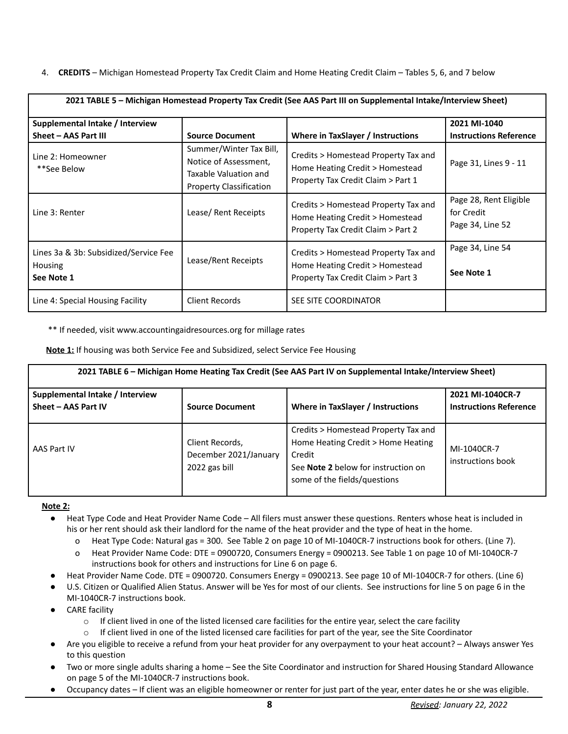4. **CREDITS** – Michigan Homestead Property Tax Credit Claim and Home Heating Credit Claim – Tables 5, 6, and 7 below

| **2021 TABLE 5 – Michigan Homestead Property Tax Credit (See AAS Part III on Supplemental Intake/Interview Sheet)** | | | |
|---|---|---|---|
| **Supplemental Intake / Interview Sheet – AAS Part III** | **Source Document** | **Where in TaxSlayer / Instructions** | **2021 MI-1040 Instructions Reference** |
| Line 2: Homeowner **See Below | Summer/Winter Tax Bill, Notice of Assessment, Taxable Valuation and Property Classification | Credits > Homestead Property Tax and Home Heating Credit > Homestead Property Tax Credit Claim > Part 1 | Page 31, Lines 9 - 11 |
| Line 3: Renter | Lease/ Rent Receipts | Credits > Homestead Property Tax and Home Heating Credit > Homestead Property Tax Credit Claim > Part 2 | Page 28, Rent Eligible for Credit Page 34, Line 52 |
| Lines 3a & 3b: Subsidized/Service Fee Housing **See Note 1** | Lease/Rent Receipts | Credits > Homestead Property Tax and Home Heating Credit > Homestead Property Tax Credit Claim > Part 3 | Page 34, Line 54 **See Note 1** |
| Line 4: Special Housing Facility | Client Records | SEE SITE COORDINATOR | |

** If needed, visit www.accountingaidresources.org for millage rates

**Note 1:** If housing was both Service Fee and Subsidized, select Service Fee Housing

| **2021 TABLE 6 – Michigan Home Heating Tax Credit (See AAS Part IV on Supplemental Intake/Interview Sheet)** | | | |
|---|---|---|---|
| **Supplemental Intake / Interview Sheet – AAS Part IV** | **Source Document** | **Where in TaxSlayer / Instructions** | **2021 MI-1040CR-7 Instructions Reference** |
| AAS Part IV | Client Records, December 2021/January 2022 gas bill | Credits > Homestead Property Tax and Home Heating Credit > Home Heating Credit See **Note 2** below for instruction on some of the fields/questions | MI-1040CR-7 instructions book |

**Note 2:**

- Heat Type Code and Heat Provider Name Code – All filers must answer these questions. Renters whose heat is included in his or her rent should ask their landlord for the name of the heat provider and the type of heat in the home.
  - Heat Type Code: Natural gas = 300. See Table 2 on page 10 of MI-1040CR-7 instructions book for others. (Line 7).
  - Heat Provider Name Code: DTE = 0900720, Consumers Energy = 0900213. See Table 1 on page 10 of MI-1040CR-7 instructions book for others and instructions for Line 6 on page 6.
- Heat Provider Name Code. DTE = 0900720. Consumers Energy = 0900213. See page 10 of MI-1040CR-7 for others. (Line 6)
- U.S. Citizen or Qualified Alien Status. Answer will be Yes for most of our clients. See instructions for line 5 on page 6 in the MI-1040CR-7 instructions book.
- CARE facility
  - If client lived in one of the listed licensed care facilities for the entire year, select the care facility
  - If client lived in one of the listed licensed care facilities for part of the year, see the Site Coordinator
- Are you eligible to receive a refund from your heat provider for any overpayment to your heat account? – Always answer Yes to this question
- Two or more single adults sharing a home – See the Site Coordinator and instruction for Shared Housing Standard Allowance on page 5 of the MI-1040CR-7 instructions book.
- Occupancy dates – If client was an eligible homeowner or renter for just part of the year, enter dates he or she was eligible.

*Revised: January 22, 2022*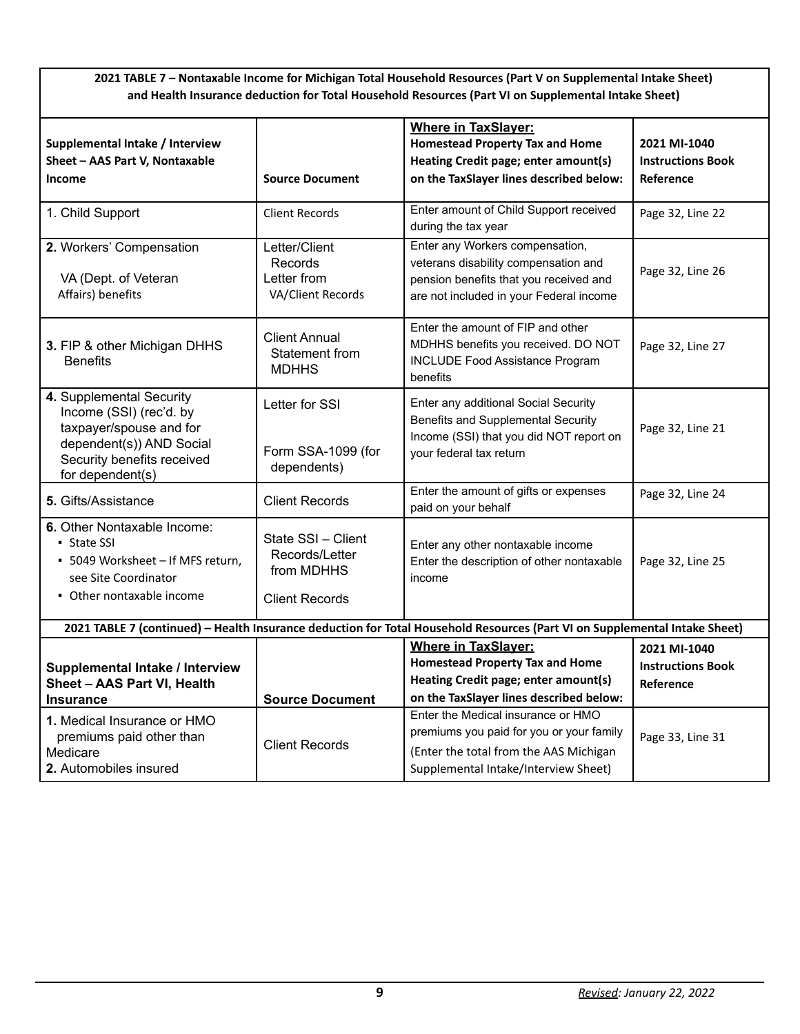**2021 TABLE 7 – Nontaxable Income for Michigan Total Household Resources (Part V on Supplemental Intake Sheet) and Health Insurance deduction for Total Household Resources (Part VI on Supplemental Intake Sheet)**

| Supplemental Intake / Interview Sheet – AAS Part V, Nontaxable Income | Source Document | **Where in TaxSlayer:** Homestead Property Tax and Home Heating Credit page; enter amount(s) on the TaxSlayer lines described below: | 2021 MI-1040 Instructions Book Reference |
|---|---|---|---|
| 1. Child Support | Client Records | Enter amount of Child Support received during the tax year | Page 32, Line 22 |
| **2.** Workers' Compensation<br><br>VA (Dept. of Veteran Affairs) benefits | Letter/Client Records<br>Letter from VA/Client Records | Enter any Workers compensation, veterans disability compensation and pension benefits that you received and are not included in your Federal income | Page 32, Line 26 |
| **3.** FIP & other Michigan DHHS Benefits | Client Annual Statement from MDHHS | Enter the amount of FIP and other MDHHS benefits you received. DO NOT INCLUDE Food Assistance Program benefits | Page 32, Line 27 |
| **4.** Supplemental Security Income (SSI) (rec'd. by taxpayer/spouse and for dependent(s)) AND Social Security benefits received for dependent(s) | Letter for SSI<br><br>Form SSA-1099 (for dependents) | Enter any additional Social Security Benefits and Supplemental Security Income (SSI) that you did NOT report on your federal tax return | Page 32, Line 21 |
| **5.** Gifts/Assistance | Client Records | Enter the amount of gifts or expenses paid on your behalf | Page 32, Line 24 |
| **6.** Other Nontaxable Income:<br>▪ State SSI<br>▪ 5049 Worksheet – If MFS return, see Site Coordinator<br>▪ Other nontaxable income | State SSI – Client Records/Letter from MDHHS<br><br>Client Records | Enter any other nontaxable income<br>Enter the description of other nontaxable income | Page 32, Line 25 |
| **2021 TABLE 7 (continued) – Health Insurance deduction for Total Household Resources (Part VI on Supplemental Intake Sheet)** | | | |
| **Supplemental Intake / Interview Sheet – AAS Part VI, Health Insurance** | **Source Document** | **Where in TaxSlayer:** Homestead Property Tax and Home Heating Credit page; enter amount(s) on the TaxSlayer lines described below: | **2021 MI-1040 Instructions Book Reference** |
| **1.** Medical Insurance or HMO premiums paid other than Medicare<br>**2.** Automobiles insured | Client Records | Enter the Medical insurance or HMO premiums you paid for you or your family<br>(Enter the total from the AAS Michigan Supplemental Intake/Interview Sheet) | Page 33, Line 31 |

*Revised: January 22, 2022*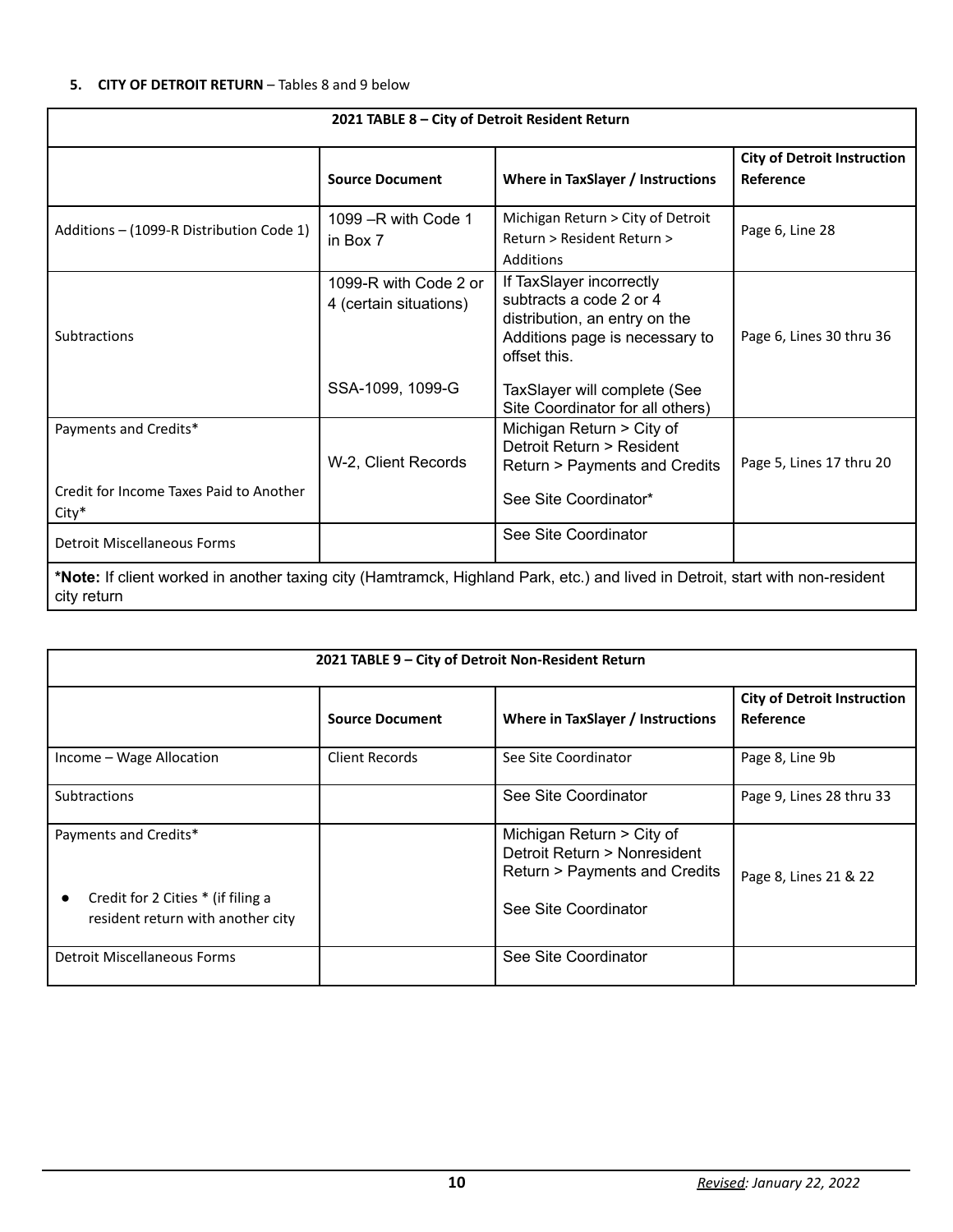**5. CITY OF DETROIT RETURN** – Tables 8 and 9 below

| 2021 TABLE 8 – City of Detroit Resident Return | | | |
|---|---|---|---|
| | **Source Document** | **Where in TaxSlayer / Instructions** | **City of Detroit Instruction Reference** |
| Additions – (1099-R Distribution Code 1) | 1099 –R with Code 1 in Box 7 | Michigan Return > City of Detroit Return > Resident Return > Additions | Page 6, Line 28 |
| Subtractions | 1099-R with Code 2 or 4 (certain situations)<br><br>SSA-1099, 1099-G | If TaxSlayer incorrectly subtracts a code 2 or 4 distribution, an entry on the Additions page is necessary to offset this.<br><br>TaxSlayer will complete (See Site Coordinator for all others) | Page 6, Lines 30 thru 36 |
| Payments and Credits*<br><br>Credit for Income Taxes Paid to Another City* | W-2, Client Records | Michigan Return > City of Detroit Return > Resident Return > Payments and Credits<br><br>See Site Coordinator* | Page 5, Lines 17 thru 20 |
| Detroit Miscellaneous Forms | | See Site Coordinator | |
| ***Note:** If client worked in another taxing city (Hamtramck, Highland Park, etc.) and lived in Detroit, start with non-resident city return | | | |

| 2021 TABLE 9 – City of Detroit Non-Resident Return | | | |
|---|---|---|---|
| | **Source Document** | **Where in TaxSlayer / Instructions** | **City of Detroit Instruction Reference** |
| Income – Wage Allocation | Client Records | See Site Coordinator | Page 8, Line 9b |
| Subtractions | | See Site Coordinator | Page 9, Lines 28 thru 33 |
| Payments and Credits*<br><br>• Credit for 2 Cities * (if filing a resident return with another city | | Michigan Return > City of Detroit Return > Nonresident Return > Payments and Credits<br><br>See Site Coordinator | Page 8, Lines 21 & 22 |
| Detroit Miscellaneous Forms | | See Site Coordinator | |

*Revised: January 22, 2022*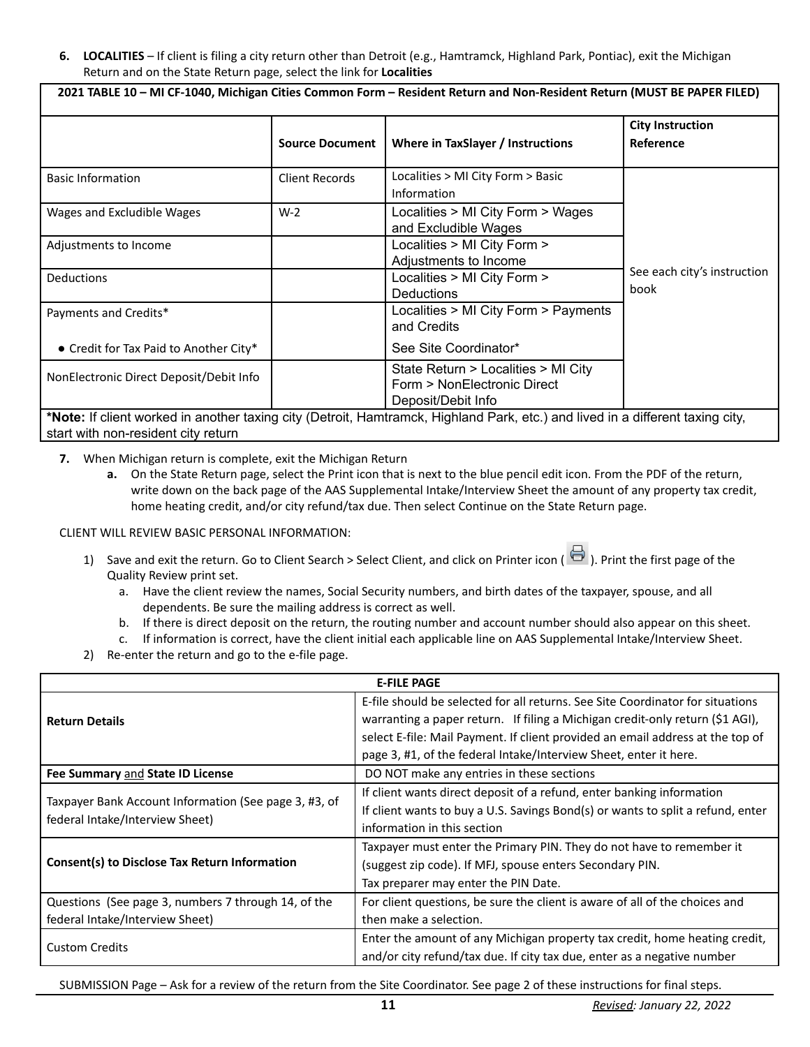6. **LOCALITIES** – If client is filing a city return other than Detroit (e.g., Hamtramck, Highland Park, Pontiac), exit the Michigan Return and on the State Return page, select the link for **Localities**

**2021 TABLE 10 – MI CF-1040, Michigan Cities Common Form – Resident Return and Non-Resident Return (MUST BE PAPER FILED)**

| | Source Document | Where in TaxSlayer / Instructions | City Instruction Reference |
|---|---|---|---|
| Basic Information | Client Records | Localities > MI City Form > Basic Information | See each city's instruction book |
| Wages and Excludible Wages | W-2 | Localities > MI City Form > Wages and Excludible Wages | |
| Adjustments to Income | | Localities > MI City Form > Adjustments to Income | |
| Deductions | | Localities > MI City Form > Deductions | |
| Payments and Credits* | | Localities > MI City Form > Payments and Credits | |
| • Credit for Tax Paid to Another City* | | See Site Coordinator* | |
| NonElectronic Direct Deposit/Debit Info | | State Return > Localities > MI City Form > NonElectronic Direct Deposit/Debit Info | |

***Note:** If client worked in another taxing city (Detroit, Hamtramck, Highland Park, etc.) and lived in a different taxing city, start with non-resident city return

7. When Michigan return is complete, exit the Michigan Return
   a. On the State Return page, select the Print icon that is next to the blue pencil edit icon. From the PDF of the return, write down on the back page of the AAS Supplemental Intake/Interview Sheet the amount of any property tax credit, home heating credit, and/or city refund/tax due. Then select Continue on the State Return page.

CLIENT WILL REVIEW BASIC PERSONAL INFORMATION:

1) Save and exit the return. Go to Client Search > Select Client, and click on Printer icon ( ). Print the first page of the Quality Review print set.
   a. Have the client review the names, Social Security numbers, and birth dates of the taxpayer, spouse, and all dependents. Be sure the mailing address is correct as well.
   b. If there is direct deposit on the return, the routing number and account number should also appear on this sheet.
   c. If information is correct, have the client initial each applicable line on AAS Supplemental Intake/Interview Sheet.
2) Re-enter the return and go to the e-file page.

| **E-FILE PAGE** | |
|---|---|
| **Return Details** | E-file should be selected for all returns. See Site Coordinator for situations warranting a paper return. If filing a Michigan credit-only return ($1 AGI), select E-file: Mail Payment. If client provided an email address at the top of page 3, #1, of the federal Intake/Interview Sheet, enter it here. |
| **Fee Summary and State ID License** | DO NOT make any entries in these sections |
| Taxpayer Bank Account Information (See page 3, #3, of federal Intake/Interview Sheet) | If client wants direct deposit of a refund, enter banking information<br>If client wants to buy a U.S. Savings Bond(s) or wants to split a refund, enter information in this section |
| **Consent(s) to Disclose Tax Return Information** | Taxpayer must enter the Primary PIN. They do not have to remember it (suggest zip code). If MFJ, spouse enters Secondary PIN.<br>Tax preparer may enter the PIN Date. |
| Questions (See page 3, numbers 7 through 14, of the federal Intake/Interview Sheet) | For client questions, be sure the client is aware of all of the choices and then make a selection. |
| Custom Credits | Enter the amount of any Michigan property tax credit, home heating credit, and/or city refund/tax due. If city tax due, enter as a negative number |

SUBMISSION Page – Ask for a review of the return from the Site Coordinator. See page 2 of these instructions for final steps.